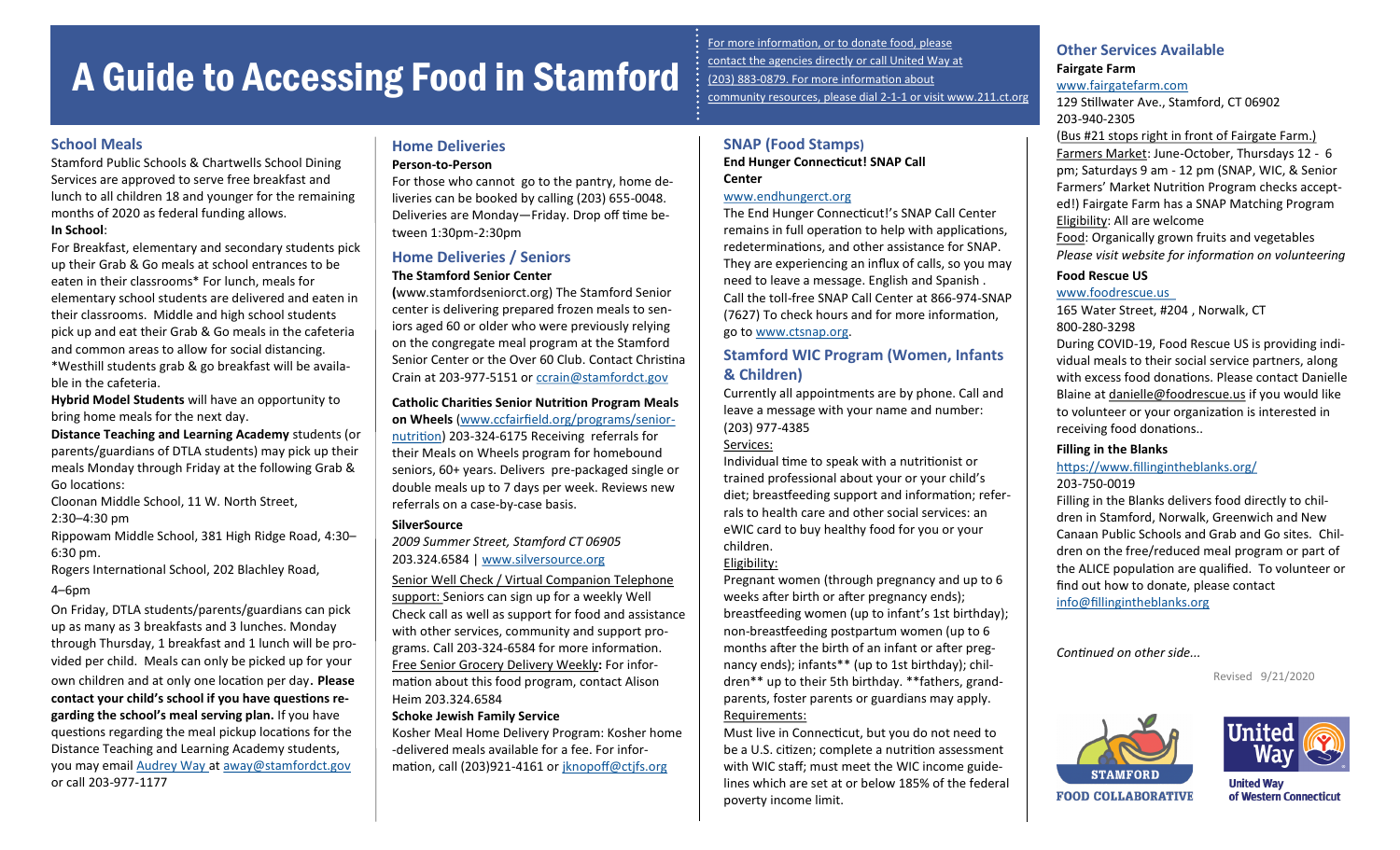# A Guide to Accessing Food in Stamford

For more information, or to donate food, please contact the agencies directly or call United Way at (203) 883-0879. For more information about community resources, please dial 2-1-1 or visit www.211.ct.org

## School Meals

Stamford Public Schools & Chartwells School Dining Services are approved to serve free breakfast and lunch to all children 18 and younger for the remaining months of 2020 as federal funding allows.

**In School**:

For Breakfast, elementary and secondary students pick up their Grab & Go meals at school entrances to be eaten in their classrooms* For lunch, meals for elementary school students are delivered and eaten in their classrooms. Middle and high school students pick up and eat their Grab & Go meals in the cafeteria and common areas to allow for social distancing. *Westhill students grab & go breakfast will be available in the cafeteria.

**Hybrid Model Students** will have an opportunity to bring home meals for the next day.

**Distance Teaching and Learning Academy** students (or parents/guardians of DTLA students) may pick up their meals Monday through Friday at the following Grab & Go locations:

Cloonan Middle School, 11 W. North Street, 2:30–4:30 pm

Rippowam Middle School, 381 High Ridge Road, 4:30–6:30 pm.

Rogers International School, 202 Blachley Road, 4–6pm

On Friday, DTLA students/parents/guardians can pick up as many as 3 breakfasts and 3 lunches. Monday through Thursday, 1 breakfast and 1 lunch will be provided per child. Meals can only be picked up for your own children and at only one location per day. **Please contact your child's school if you have questions regarding the school's meal serving plan.** If you have questions regarding the meal pickup locations for the Distance Teaching and Learning Academy students, you may email Audrey Way at away@stamfordct.gov or call 203-977-1177

## Home Deliveries

**Person-to-Person**

For those who cannot go to the pantry, home deliveries can be booked by calling (203) 655-0048. Deliveries are Monday—Friday. Drop off time between 1:30pm-2:30pm

## Home Deliveries / Seniors

**The Stamford Senior Center**

**(**www.stamfordseniorct.org) The Stamford Senior center is delivering prepared frozen meals to seniors aged 60 or older who were previously relying on the congregate meal program at the Stamford Senior Center or the Over 60 Club. Contact Christina Crain at 203-977-5151 or ccrain@stamfordct.gov

**Catholic Charities Senior Nutrition Program Meals on Wheels** (www.ccfairfield.org/programs/senior-nutrition) 203-324-6175 Receiving referrals for their Meals on Wheels program for homebound seniors, 60+ years. Delivers pre-packaged single or double meals up to 7 days per week. Reviews new referrals on a case-by-case basis.

**SilverSource**

*2009 Summer Street, Stamford CT 06905*
203.324.6584 | www.silversource.org

Senior Well Check / Virtual Companion Telephone support: Seniors can sign up for a weekly Well Check call as well as support for food and assistance with other services, community and support programs. Call 203-324-6584 for more information.

Free Senior Grocery Delivery Weekly**:** For information about this food program, contact Alison Heim 203.324.6584

**Schoke Jewish Family Service**

Kosher Meal Home Delivery Program: Kosher home-delivered meals available for a fee. For information, call (203)921-4161 or jknopoff@ctjfs.org

## SNAP (Food Stamps)

**End Hunger Connecticut! SNAP Call Center**

www.endhungerct.org

The End Hunger Connecticut!'s SNAP Call Center remains in full operation to help with applications, redeterminations, and other assistance for SNAP. They are experiencing an influx of calls, so you may need to leave a message. English and Spanish . Call the toll-free SNAP Call Center at 866-974-SNAP (7627) To check hours and for more information, go to www.ctsnap.org.

## Stamford WIC Program (Women, Infants & Children)

Currently all appointments are by phone. Call and leave a message with your name and number: (203) 977-4385

Services:

Individual time to speak with a nutritionist or trained professional about your or your child's diet; breastfeeding support and information; referrals to health care and other social services: an eWIC card to buy healthy food for you or your children.

Eligibility:

Pregnant women (through pregnancy and up to 6 weeks after birth or after pregnancy ends); breastfeeding women (up to infant's 1st birthday); non-breastfeeding postpartum women (up to 6 months after the birth of an infant or after pregnancy ends); infants** (up to 1st birthday); children** up to their 5th birthday. **fathers, grandparents, foster parents or guardians may apply.

Requirements:

Must live in Connecticut, but you do not need to be a U.S. citizen; complete a nutrition assessment with WIC staff; must meet the WIC income guidelines which are set at or below 185% of the federal poverty income limit.

## Other Services Available

**Fairgate Farm**

www.fairgatefarm.com
129 Stillwater Ave., Stamford, CT 06902
203-940-2305

(Bus #21 stops right in front of Fairgate Farm.)

Farmers Market: June-October, Thursdays 12 - 6 pm; Saturdays 9 am - 12 pm (SNAP, WIC, & Senior Farmers' Market Nutrition Program checks accepted!) Fairgate Farm has a SNAP Matching Program

Eligibility: All are welcome

Food: Organically grown fruits and vegetables

*Please visit website for information on volunteering*

**Food Rescue US**

www.foodrescue.us
165 Water Street, #204 , Norwalk, CT
800-280-3298

During COVID-19, Food Rescue US is providing individual meals to their social service partners, along with excess food donations. Please contact Danielle Blaine at danielle@foodrescue.us if you would like to volunteer or your organization is interested in receiving food donations..

**Filling in the Blanks**

https://www.fillingintheblanks.org/
203-750-0019

Filling in the Blanks delivers food directly to children in Stamford, Norwalk, Greenwich and New Canaan Public Schools and Grab and Go sites. Children on the free/reduced meal program or part of the ALICE population are qualified. To volunteer or find out how to donate, please contact info@fillingintheblanks.org

*Continued on other side...*

Revised 9/21/2020

STAMFORD FOOD COLLABORATIVE

United Way of Western Connecticut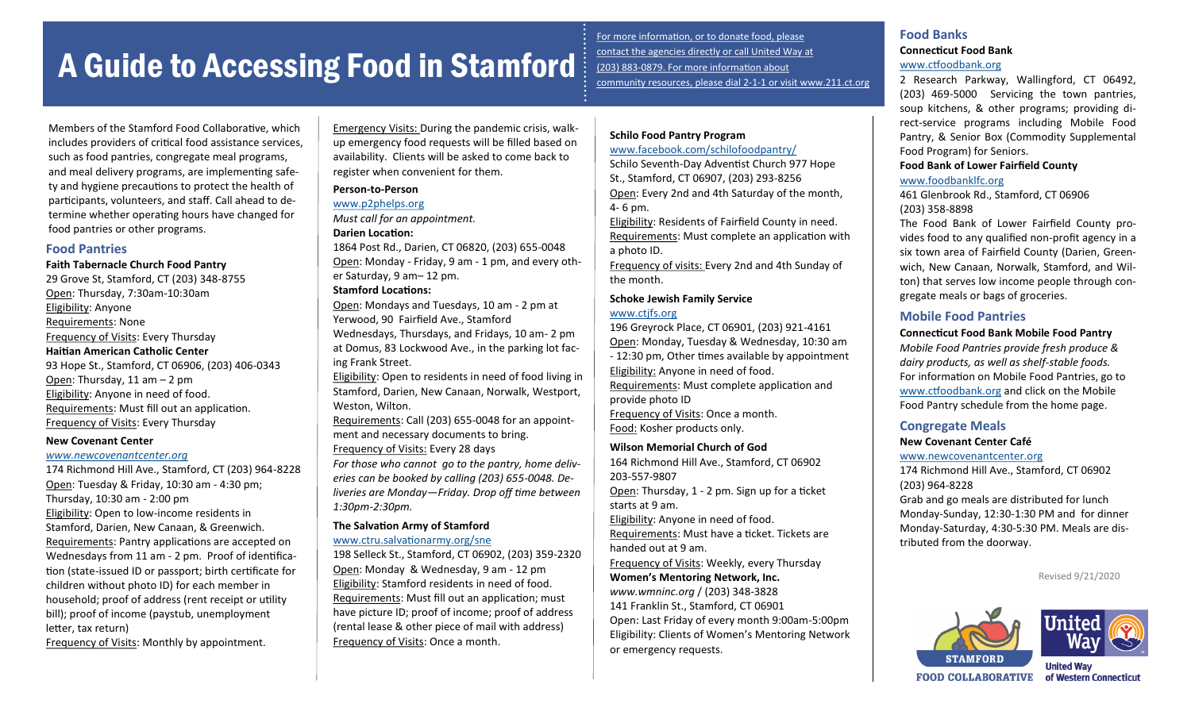# A Guide to Accessing Food in Stamford

For more information, or to donate food, please contact the agencies directly or call United Way at (203) 883-0879. For more information about community resources, please dial 2-1-1 or visit www.211.ct.org

Members of the Stamford Food Collaborative, which includes providers of critical food assistance services, such as food pantries, congregate meal programs, and meal delivery programs, are implementing safety and hygiene precautions to protect the health of participants, volunteers, and staff. Call ahead to determine whether operating hours have changed for food pantries or other programs.

## Food Pantries

**Faith Tabernacle Church Food Pantry**
29 Grove St, Stamford, CT (203) 348-8755
Open: Thursday, 7:30am-10:30am
Eligibility: Anyone
Requirements: None
Frequency of Visits: Every Thursday

**Haitian American Catholic Center**
93 Hope St., Stamford, CT 06906, (203) 406-0343
Open: Thursday, 11 am – 2 pm
Eligibility: Anyone in need of food.
Requirements: Must fill out an application.
Frequency of Visits: Every Thursday

**New Covenant Center**
*www.newcovenantcenter.org*
174 Richmond Hill Ave., Stamford, CT (203) 964-8228
Open: Tuesday & Friday, 10:30 am - 4:30 pm; Thursday, 10:30 am - 2:00 pm
Eligibility: Open to low-income residents in Stamford, Darien, New Canaan, & Greenwich.
Requirements: Pantry applications are accepted on Wednesdays from 11 am - 2 pm. Proof of identification (state-issued ID or passport; birth certificate for children without photo ID) for each member in household; proof of address (rent receipt or utility bill); proof of income (paystub, unemployment letter, tax return)
Frequency of Visits: Monthly by appointment.

Emergency Visits: During the pandemic crisis, walk-up emergency food requests will be filled based on availability. Clients will be asked to come back to register when convenient for them.

**Person-to-Person**
www.p2phelps.org
*Must call for an appointment.*
**Darien Location:**
1864 Post Rd., Darien, CT 06820, (203) 655-0048
Open: Monday - Friday, 9 am - 1 pm, and every other Saturday, 9 am– 12 pm.
**Stamford Locations:**
Open: Mondays and Tuesdays, 10 am - 2 pm at Yerwood, 90 Fairfield Ave., Stamford
Wednesdays, Thursdays, and Fridays, 10 am- 2 pm at Domus, 83 Lockwood Ave., in the parking lot facing Frank Street.
Eligibility: Open to residents in need of food living in Stamford, Darien, New Canaan, Norwalk, Westport, Weston, Wilton.
Requirements: Call (203) 655-0048 for an appointment and necessary documents to bring.
Frequency of Visits: Every 28 days
*For those who cannot go to the pantry, home deliveries can be booked by calling (203) 655-0048. Deliveries are Monday—Friday. Drop off time between 1:30pm-2:30pm.*

**The Salvation Army of Stamford**
www.ctru.salvationarmy.org/sne
198 Selleck St., Stamford, CT 06902, (203) 359-2320
Open: Monday & Wednesday, 9 am - 12 pm
Eligibility: Stamford residents in need of food.
Requirements: Must fill out an application; must have picture ID; proof of income; proof of address (rental lease & other piece of mail with address)
Frequency of Visits: Once a month.

**Schilo Food Pantry Program**
www.facebook.com/schilofoodpantry/
Schilo Seventh-Day Adventist Church 977 Hope St., Stamford, CT 06907, (203) 293-8256
Open: Every 2nd and 4th Saturday of the month, 4- 6 pm.
Eligibility: Residents of Fairfield County in need.
Requirements: Must complete an application with a photo ID.
Frequency of visits: Every 2nd and 4th Sunday of the month.

**Schoke Jewish Family Service**
www.ctjfs.org
196 Greyrock Place, CT 06901, (203) 921-4161
Open: Monday, Tuesday & Wednesday, 10:30 am - 12:30 pm, Other times available by appointment
Eligibility: Anyone in need of food.
Requirements: Must complete application and provide photo ID
Frequency of Visits: Once a month.
Food: Kosher products only.

**Wilson Memorial Church of God**
164 Richmond Hill Ave., Stamford, CT 06902
203-557-9807
Open: Thursday, 1 - 2 pm. Sign up for a ticket starts at 9 am.
Eligibility: Anyone in need of food.
Requirements: Must have a ticket. Tickets are handed out at 9 am.
Frequency of Visits: Weekly, every Thursday

**Women's Mentoring Network, Inc.**
*www.wmninc.org* / (203) 348-3828
141 Franklin St., Stamford, CT 06901
Open: Last Friday of every month 9:00am-5:00pm
Eligibility: Clients of Women's Mentoring Network or emergency requests.

## Food Banks

**Connecticut Food Bank**
www.ctfoodbank.org
2 Research Parkway, Wallingford, CT 06492, (203) 469-5000 Servicing the town pantries, soup kitchens, & other programs; providing direct-service programs including Mobile Food Pantry, & Senior Box (Commodity Supplemental Food Program) for Seniors.

**Food Bank of Lower Fairfield County**
www.foodbanklfc.org
461 Glenbrook Rd., Stamford, CT 06906
(203) 358-8898
The Food Bank of Lower Fairfield County provides food to any qualified non-profit agency in a six town area of Fairfield County (Darien, Greenwich, New Canaan, Norwalk, Stamford, and Wilton) that serves low income people through congregate meals or bags of groceries.

## Mobile Food Pantries

**Connecticut Food Bank Mobile Food Pantry**
*Mobile Food Pantries provide fresh produce & dairy products, as well as shelf-stable foods.*
For information on Mobile Food Pantries, go to www.ctfoodbank.org and click on the Mobile Food Pantry schedule from the home page.

## Congregate Meals

**New Covenant Center Café**
www.newcovenantcenter.org
174 Richmond Hill Ave., Stamford, CT 06902
(203) 964-8228
Grab and go meals are distributed for lunch Monday-Sunday, 12:30-1:30 PM and for dinner Monday-Saturday, 4:30-5:30 PM. Meals are distributed from the doorway.

Revised 9/21/2020

STAMFORD FOOD COLLABORATIVE

United Way of Western Connecticut